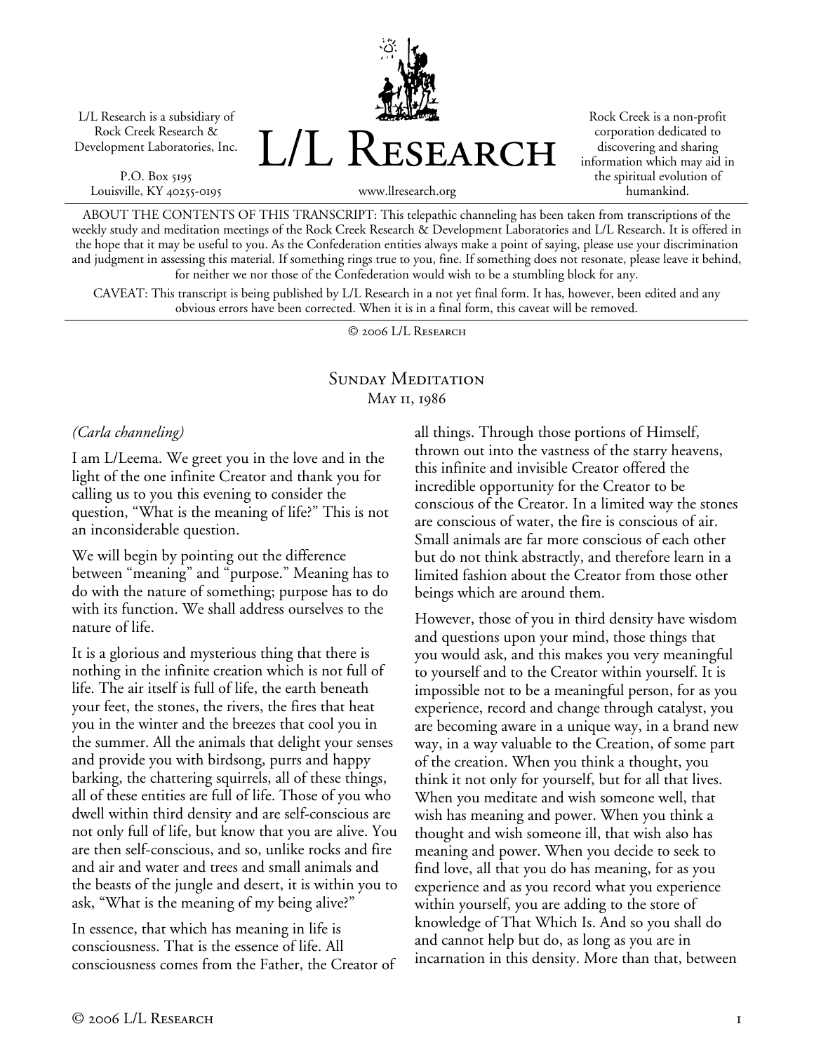L/L Research is a subsidiary of Rock Creek Research & Development Laboratories, Inc.

P.O. Box 5195
Louisville, KY 40255-0195

# L/L Research

www.llresearch.org

Rock Creek is a non-profit corporation dedicated to discovering and sharing information which may aid in the spiritual evolution of humankind.

ABOUT THE CONTENTS OF THIS TRANSCRIPT: This telepathic channeling has been taken from transcriptions of the weekly study and meditation meetings of the Rock Creek Research & Development Laboratories and L/L Research. It is offered in the hope that it may be useful to you. As the Confederation entities always make a point of saying, please use your discrimination and judgment in assessing this material. If something rings true to you, fine. If something does not resonate, please leave it behind, for neither we nor those of the Confederation would wish to be a stumbling block for any.

CAVEAT: This transcript is being published by L/L Research in a not yet final form. It has, however, been edited and any obvious errors have been corrected. When it is in a final form, this caveat will be removed.

© 2006 L/L Research

## Sunday Meditation
May 11, 1986

*(Carla channeling)*

I am L/Leema. We greet you in the love and in the light of the one infinite Creator and thank you for calling us to you this evening to consider the question, "What is the meaning of life?" This is not an inconsiderable question.

We will begin by pointing out the difference between "meaning" and "purpose." Meaning has to do with the nature of something; purpose has to do with its function. We shall address ourselves to the nature of life.

It is a glorious and mysterious thing that there is nothing in the infinite creation which is not full of life. The air itself is full of life, the earth beneath your feet, the stones, the rivers, the fires that heat you in the winter and the breezes that cool you in the summer. All the animals that delight your senses and provide you with birdsong, purrs and happy barking, the chattering squirrels, all of these things, all of these entities are full of life. Those of you who dwell within third density and are self-conscious are not only full of life, but know that you are alive. You are then self-conscious, and so, unlike rocks and fire and air and water and trees and small animals and the beasts of the jungle and desert, it is within you to ask, "What is the meaning of my being alive?"

In essence, that which has meaning in life is consciousness. That is the essence of life. All consciousness comes from the Father, the Creator of all things. Through those portions of Himself, thrown out into the vastness of the starry heavens, this infinite and invisible Creator offered the incredible opportunity for the Creator to be conscious of the Creator. In a limited way the stones are conscious of water, the fire is conscious of air. Small animals are far more conscious of each other but do not think abstractly, and therefore learn in a limited fashion about the Creator from those other beings which are around them.

However, those of you in third density have wisdom and questions upon your mind, those things that you would ask, and this makes you very meaningful to yourself and to the Creator within yourself. It is impossible not to be a meaningful person, for as you experience, record and change through catalyst, you are becoming aware in a unique way, in a brand new way, in a way valuable to the Creation, of some part of the creation. When you think a thought, you think it not only for yourself, but for all that lives. When you meditate and wish someone well, that wish has meaning and power. When you think a thought and wish someone ill, that wish also has meaning and power. When you decide to seek to find love, all that you do has meaning, for as you experience and as you record what you experience within yourself, you are adding to the store of knowledge of That Which Is. And so you shall do and cannot help but do, as long as you are in incarnation in this density. More than that, between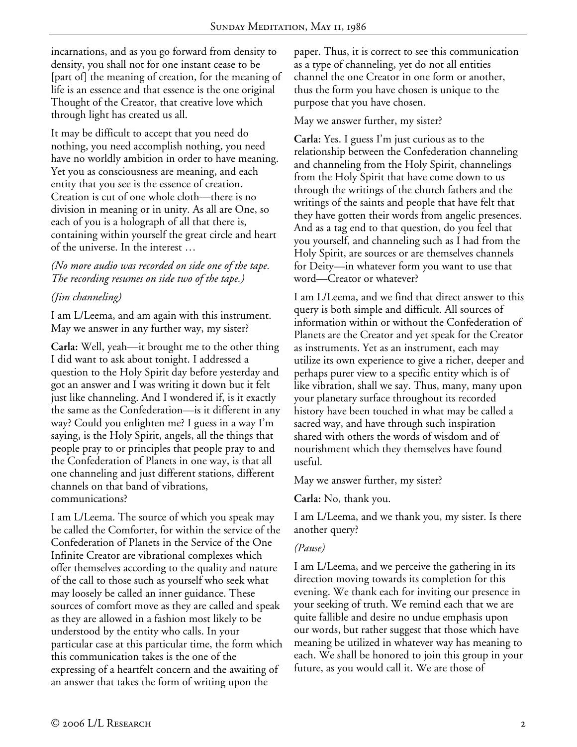incarnations, and as you go forward from density to density, you shall not for one instant cease to be [part of] the meaning of creation, for the meaning of life is an essence and that essence is the one original Thought of the Creator, that creative love which through light has created us all.

It may be difficult to accept that you need do nothing, you need accomplish nothing, you need have no worldly ambition in order to have meaning. Yet you as consciousness are meaning, and each entity that you see is the essence of creation. Creation is cut of one whole cloth—there is no division in meaning or in unity. As all are One, so each of you is a holograph of all that there is, containing within yourself the great circle and heart of the universe. In the interest …

*(No more audio was recorded on side one of the tape. The recording resumes on side two of the tape.)*

*(Jim channeling)*

I am L/Leema, and am again with this instrument. May we answer in any further way, my sister?

**Carla:** Well, yeah—it brought me to the other thing I did want to ask about tonight. I addressed a question to the Holy Spirit day before yesterday and got an answer and I was writing it down but it felt just like channeling. And I wondered if, is it exactly the same as the Confederation—is it different in any way? Could you enlighten me? I guess in a way I'm saying, is the Holy Spirit, angels, all the things that people pray to or principles that people pray to and the Confederation of Planets in one way, is that all one channeling and just different stations, different channels on that band of vibrations, communications?

I am L/Leema. The source of which you speak may be called the Comforter, for within the service of the Confederation of Planets in the Service of the One Infinite Creator are vibrational complexes which offer themselves according to the quality and nature of the call to those such as yourself who seek what may loosely be called an inner guidance. These sources of comfort move as they are called and speak as they are allowed in a fashion most likely to be understood by the entity who calls. In your particular case at this particular time, the form which this communication takes is the one of the expressing of a heartfelt concern and the awaiting of an answer that takes the form of writing upon the paper. Thus, it is correct to see this communication as a type of channeling, yet do not all entities channel the one Creator in one form or another, thus the form you have chosen is unique to the purpose that you have chosen.

May we answer further, my sister?

**Carla:** Yes. I guess I'm just curious as to the relationship between the Confederation channeling and channeling from the Holy Spirit, channelings from the Holy Spirit that have come down to us through the writings of the church fathers and the writings of the saints and people that have felt that they have gotten their words from angelic presences. And as a tag end to that question, do you feel that you yourself, and channeling such as I had from the Holy Spirit, are sources or are themselves channels for Deity—in whatever form you want to use that word—Creator or whatever?

I am L/Leema, and we find that direct answer to this query is both simple and difficult. All sources of information within or without the Confederation of Planets are the Creator and yet speak for the Creator as instruments. Yet as an instrument, each may utilize its own experience to give a richer, deeper and perhaps purer view to a specific entity which is of like vibration, shall we say. Thus, many, many upon your planetary surface throughout its recorded history have been touched in what may be called a sacred way, and have through such inspiration shared with others the words of wisdom and of nourishment which they themselves have found useful.

May we answer further, my sister?

**Carla:** No, thank you.

I am L/Leema, and we thank you, my sister. Is there another query?

*(Pause)*

I am L/Leema, and we perceive the gathering in its direction moving towards its completion for this evening. We thank each for inviting our presence in your seeking of truth. We remind each that we are quite fallible and desire no undue emphasis upon our words, but rather suggest that those which have meaning be utilized in whatever way has meaning to each. We shall be honored to join this group in your future, as you would call it. We are those of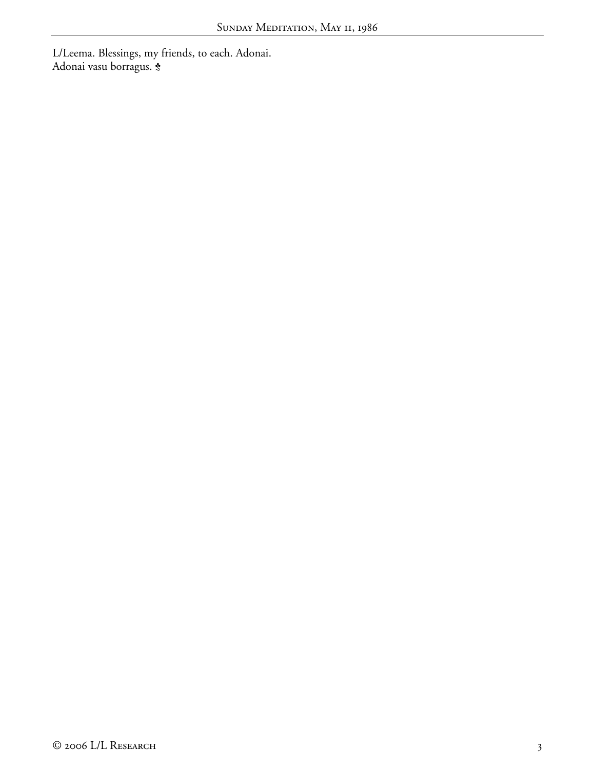L/Leema. Blessings, my friends, to each. Adonai. Adonai vasu borragus. ♰